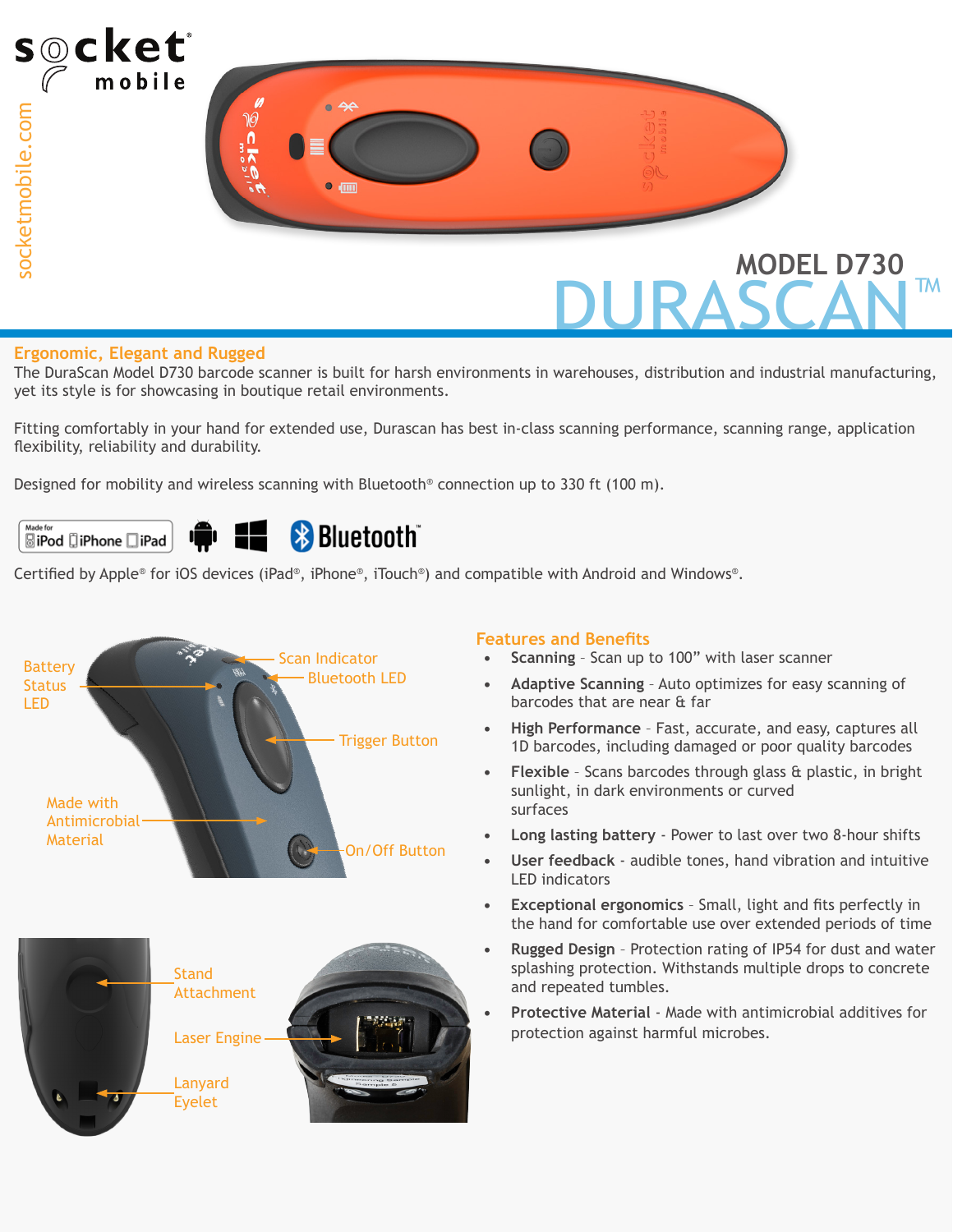socket mobile

socketmobile.com

# MODEL D730 DURASCAN™

## Ergonomic, Elegant and Rugged

The DuraScan Model D730 barcode scanner is built for harsh environments in warehouses, distribution and industrial manufacturing, yet its style is for showcasing in boutique retail environments.

Fitting comfortably in your hand for extended use, Durascan has best in-class scanning performance, scanning range, application flexibility, reliability and durability.

Designed for mobility and wireless scanning with Bluetooth® connection up to 330 ft (100 m).

Made for iPod iPhone iPad | Bluetooth®

Certified by Apple® for iOS devices (iPad®, iPhone®, iTouch®) and compatible with Android and Windows®.

Battery Status LED | Scan Indicator | Bluetooth LED | Trigger Button | Made with Antimicrobial Material | On/Off Button

Stand Attachment | Laser Engine | Lanyard Eyelet

## Features and Benefits

- **Scanning** - Scan up to 100” with laser scanner
- **Adaptive Scanning** - Auto optimizes for easy scanning of barcodes that are near & far
- **High Performance** - Fast, accurate, and easy, captures all 1D barcodes, including damaged or poor quality barcodes
- **Flexible** - Scans barcodes through glass & plastic, in bright sunlight, in dark environments or curved surfaces
- **Long lasting battery** - Power to last over two 8-hour shifts
- **User feedback** - audible tones, hand vibration and intuitive LED indicators
- **Exceptional ergonomics** - Small, light and fits perfectly in the hand for comfortable use over extended periods of time
- **Rugged Design** - Protection rating of IP54 for dust and water splashing protection. Withstands multiple drops to concrete and repeated tumbles.
- **Protective Material** - Made with antimicrobial additives for protection against harmful microbes.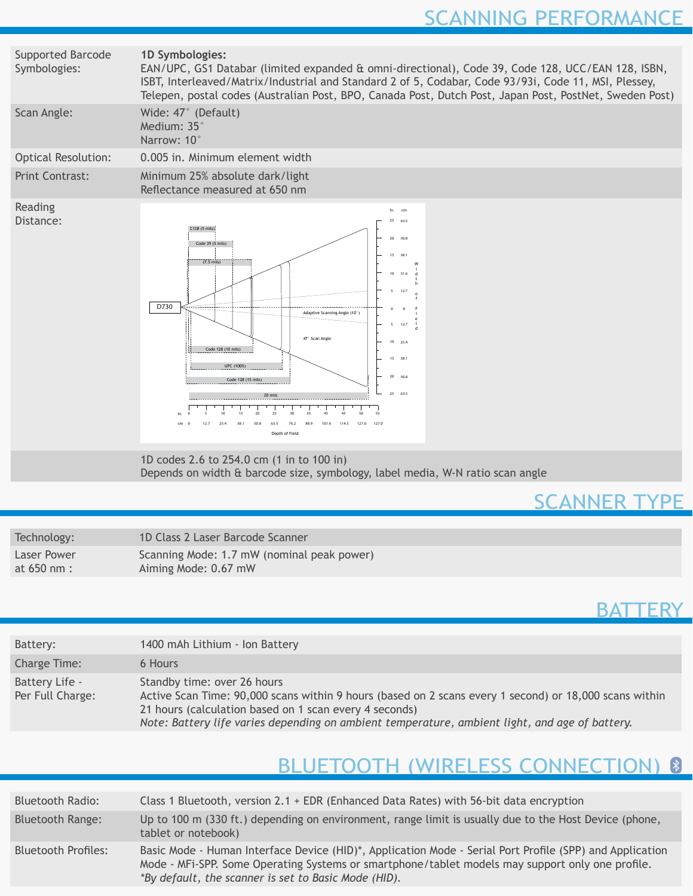## SCANNING PERFORMANCE

| | |
|---|---|
| Supported Barcode Symbologies: | **1D Symbologies:** EAN/UPC, GS1 Databar (limited expanded & omni-directional), Code 39, Code 128, UCC/EAN 128, ISBN, ISBT, Interleaved/Matrix/Industrial and Standard 2 of 5, Codabar, Code 93/93i, Code 11, MSI, Plessey, Telepen, postal codes (Australian Post, BPO, Canada Post, Dutch Post, Japan Post, PostNet, Sweden Post) |
| Scan Angle: | Wide: 47° (Default)<br>Medium: 35°<br>Narrow: 10° |
| Optical Resolution: | 0.005 in. Minimum element width |
| Print Contrast: | Minimum 25% absolute dark/light<br>Reflectance measured at 650 nm |
| Reading Distance: | 1D codes 2.6 to 254.0 cm (1 in to 100 in)<br>Depends on width & barcode size, symbology, label media, W-N ratio scan angle |

## SCANNER TYPE

| | |
|---|---|
| Technology: | 1D Class 2 Laser Barcode Scanner |
| Laser Power at 650 nm : | Scanning Mode: 1.7 mW (nominal peak power)<br>Aiming Mode: 0.67 mW |

## BATTERY

| | |
|---|---|
| Battery: | 1400 mAh Lithium - Ion Battery |
| Charge Time: | 6 Hours |
| Battery Life - Per Full Charge: | Standby time: over 26 hours<br>Active Scan Time: 90,000 scans within 9 hours (based on 2 scans every 1 second) or 18,000 scans within 21 hours (calculation based on 1 scan every 4 seconds)<br>*Note: Battery life varies depending on ambient temperature, ambient light, and age of battery.* |

## BLUETOOTH (WIRELESS CONNECTION)

| | |
|---|---|
| Bluetooth Radio: | Class 1 Bluetooth, version 2.1 + EDR (Enhanced Data Rates) with 56-bit data encryption |
| Bluetooth Range: | Up to 100 m (330 ft.) depending on environment, range limit is usually due to the Host Device (phone, tablet or notebook) |
| Bluetooth Profiles: | Basic Mode - Human Interface Device (HID)*, Application Mode - Serial Port Profile (SPP) and Application Mode - MFi-SPP. Some Operating Systems or smartphone/tablet models may support only one profile.<br>*\*By default, the scanner is set to Basic Mode (HID).* |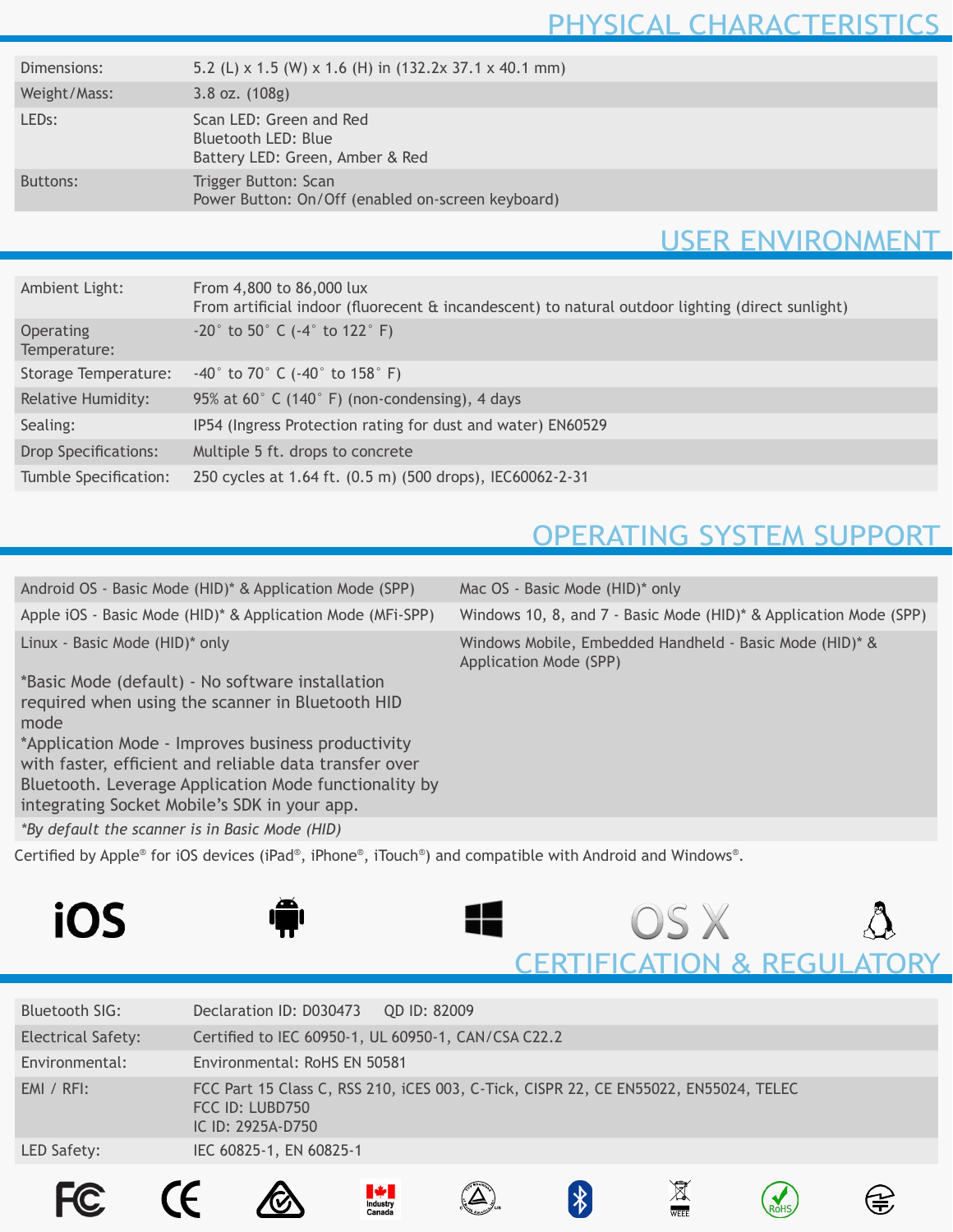## PHYSICAL CHARACTERISTICS

| | |
|---|---|
| Dimensions: | 5.2 (L) x 1.5 (W) x 1.6 (H) in (132.2x 37.1 x 40.1 mm) |
| Weight/Mass: | 3.8 oz. (108g) |
| LEDs: | Scan LED: Green and Red<br>Bluetooth LED: Blue<br>Battery LED: Green, Amber & Red |
| Buttons: | Trigger Button: Scan<br>Power Button: On/Off (enabled on-screen keyboard) |

## USER ENVIRONMENT

| | |
|---|---|
| Ambient Light: | From 4,800 to 86,000 lux<br>From artificial indoor (fluorecent & incandescent) to natural outdoor lighting (direct sunlight) |
| Operating Temperature: | -20° to 50° C (-4° to 122° F) |
| Storage Temperature: | -40° to 70° C (-40° to 158° F) |
| Relative Humidity: | 95% at 60° C (140° F) (non-condensing), 4 days |
| Sealing: | IP54 (Ingress Protection rating for dust and water) EN60529 |
| Drop Specifications: | Multiple 5 ft. drops to concrete |
| Tumble Specification: | 250 cycles at 1.64 ft. (0.5 m) (500 drops), IEC60062-2-31 |

## OPERATING SYSTEM SUPPORT

| | |
|---|---|
| Android OS - Basic Mode (HID)* & Application Mode (SPP) | Mac OS - Basic Mode (HID)* only |
| Apple iOS - Basic Mode (HID)* & Application Mode (MFi-SPP) | Windows 10, 8, and 7 - Basic Mode (HID)* & Application Mode (SPP) |
| Linux - Basic Mode (HID)* only | Windows Mobile, Embedded Handheld - Basic Mode (HID)* & Application Mode (SPP) |

*Basic Mode (default) - No software installation required when using the scanner in Bluetooth HID mode

*Application Mode - Improves business productivity with faster, efficient and reliable data transfer over Bluetooth. Leverage Application Mode functionality by integrating Socket Mobile's SDK in your app.

*By default the scanner is in Basic Mode (HID)*

Certified by Apple® for iOS devices (iPad®, iPhone®, iTouch®) and compatible with Android and Windows®.

iOS OS X

## CERTIFICATION & REGULATORY

| | |
|---|---|
| Bluetooth SIG: | Declaration ID: D030473 QD ID: 82009 |
| Electrical Safety: | Certified to IEC 60950-1, UL 60950-1, CAN/CSA C22.2 |
| Environmental: | Environmental: RoHS EN 50581 |
| EMI / RFI: | FCC Part 15 Class C, RSS 210, iCES 003, C-Tick, CISPR 22, CE EN55022, EN55024, TELEC<br>FCC ID: LUBD750<br>IC ID: 2925A-D750 |
| LED Safety: | IEC 60825-1, EN 60825-1 |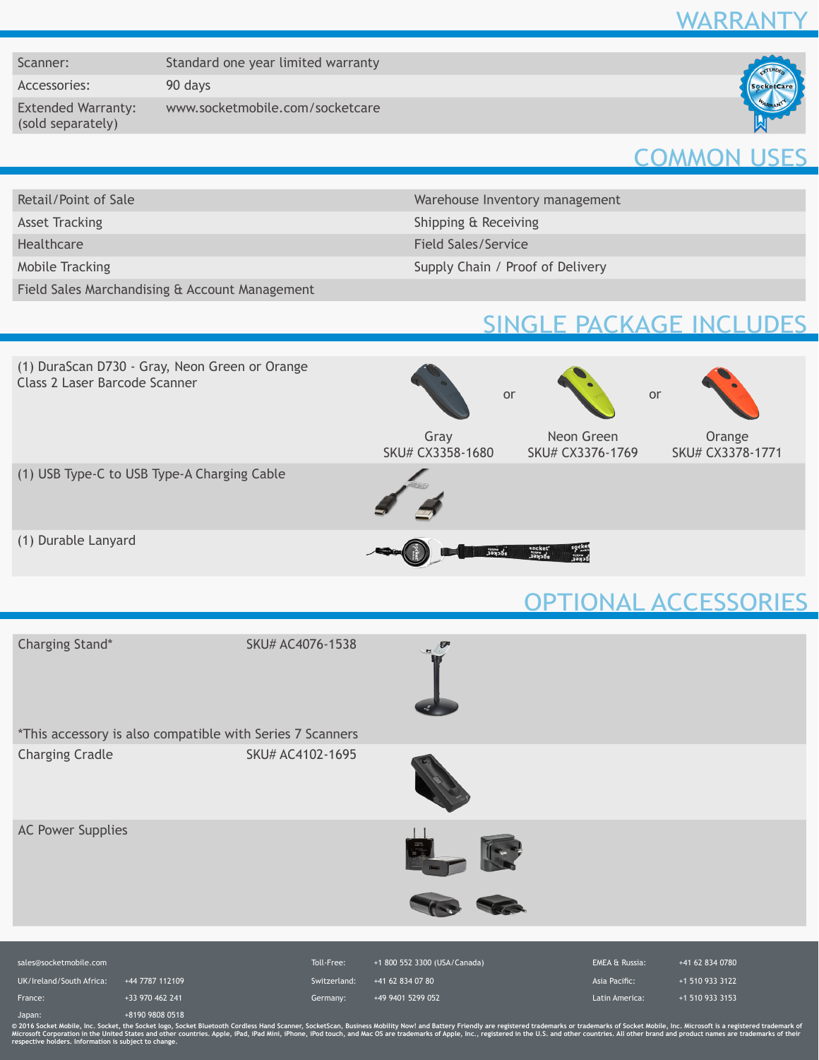## WARRANTY

| | |
|---|---|
| Scanner: | Standard one year limited warranty |
| Accessories: | 90 days |
| Extended Warranty: (sold separately) | www.socketmobile.com/socketcare |

## COMMON USES

| | |
|---|---|
| Retail/Point of Sale | Warehouse Inventory management |
| Asset Tracking | Shipping & Receiving |
| Healthcare | Field Sales/Service |
| Mobile Tracking | Supply Chain / Proof of Delivery |
| Field Sales Marchandising & Account Management | |

## SINGLE PACKAGE INCLUDES

(1) DuraScan D730 - Gray, Neon Green or Orange Class 2 Laser Barcode Scanner

| | | | | |
|---|---|---|---|---|
| Gray SKU# CX3358-1680 | or | Neon Green SKU# CX3376-1769 | or | Orange SKU# CX3378-1771 |

(1) USB Type-C to USB Type-A Charging Cable

(1) Durable Lanyard

## OPTIONAL ACCESSORIES

| | |
|---|---|
| Charging Stand* | SKU# AC4076-1538 |
| Charging Cradle | SKU# AC4102-1695 |
| AC Power Supplies | |

*This accessory is also compatible with Series 7 Scanners

sales@socketmobile.com

| | | | | | |
|---|---|---|---|---|---|
| UK/Ireland/South Africa: | +44 7787 112109 | Toll-Free: | +1 800 552 3300 (USA/Canada) | EMEA & Russia: | +41 62 834 0780 |
| France: | +33 970 462 241 | Switzerland: | +41 62 834 07 80 | Asia Pacific: | +1 510 933 3122 |
| Japan: | +8190 9808 0518 | Germany: | +49 9401 5299 052 | Latin America: | +1 510 933 3153 |

© 2016 Socket Mobile, Inc. Socket, the Socket logo, Socket Bluetooth Cordless Hand Scanner, SocketScan, Business Mobility Now! and Battery Friendly are registered trademarks or trademarks of Socket Mobile, Inc. Microsoft is a registered trademark of Microsoft Corporation in the United States and other countries. Apple, iPad, iPad Mini, iPhone, iPod touch, and Mac OS are trademarks of Apple, Inc., registered in the U.S. and other countries. All other brand and product names are trademarks of their respective holders. Information is subject to change.